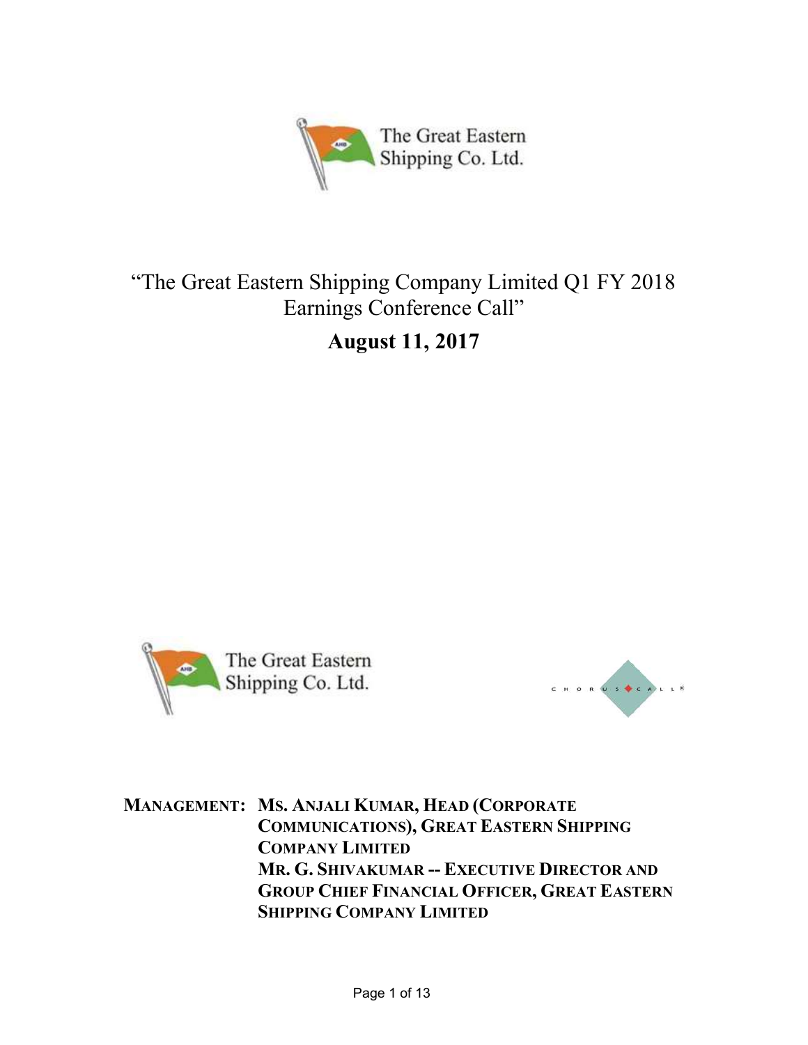The Great Eastern Shipping Co. Ltd.

# "The Great Eastern Shipping Company Limited Q1 FY 2018 Earnings Conference Call"

## August 11, 2017

The Great Eastern Shipping Co. Ltd.

CHORUS CALL

**MANAGEMENT:** **MS. ANJALI KUMAR, HEAD (CORPORATE COMMUNICATIONS), GREAT EASTERN SHIPPING COMPANY LIMITED**
**MR. G. SHIVAKUMAR -- EXECUTIVE DIRECTOR AND GROUP CHIEF FINANCIAL OFFICER, GREAT EASTERN SHIPPING COMPANY LIMITED**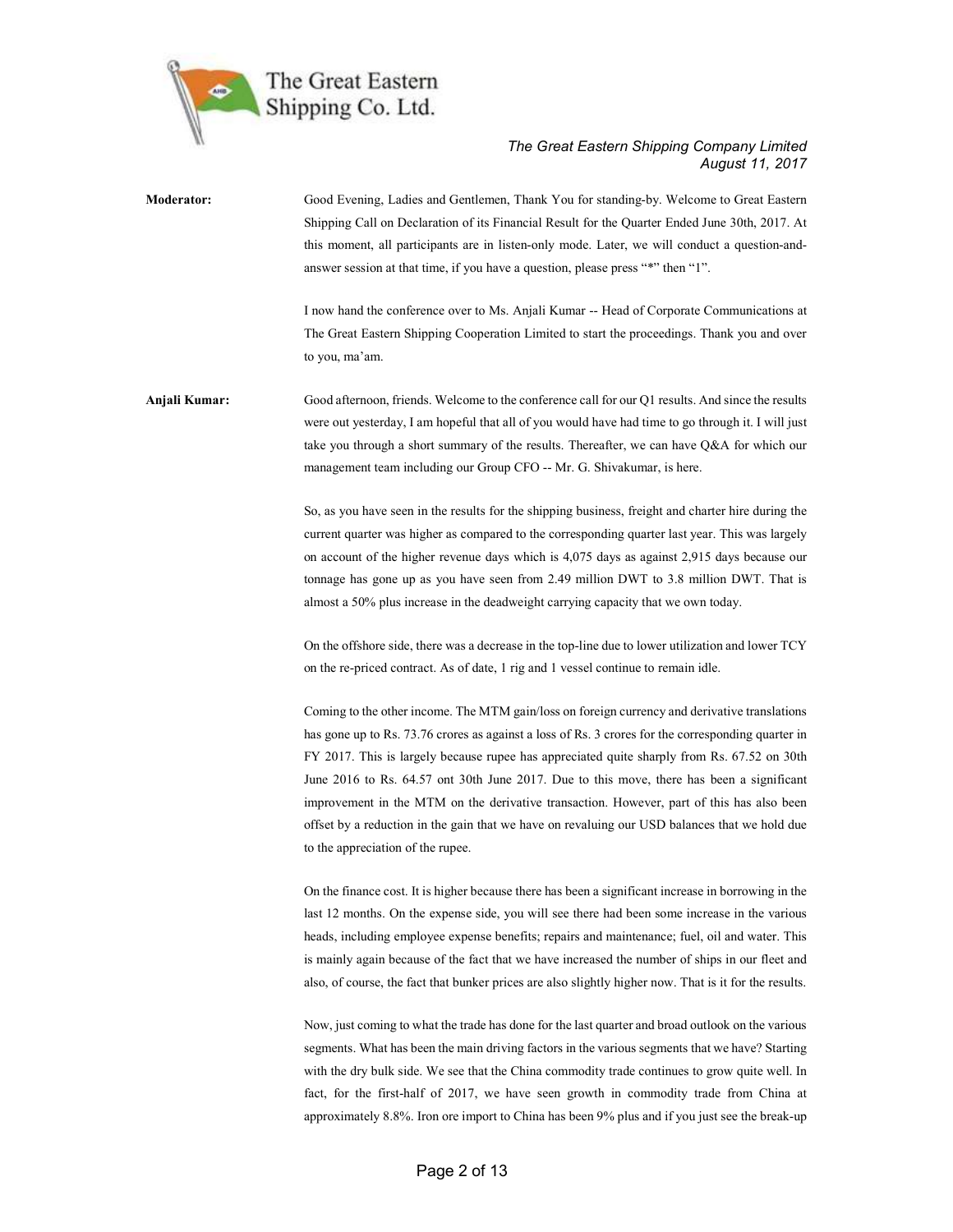**Moderator:** Good Evening, Ladies and Gentlemen, Thank You for standing-by. Welcome to Great Eastern Shipping Call on Declaration of its Financial Result for the Quarter Ended June 30th, 2017. At this moment, all participants are in listen-only mode. Later, we will conduct a question-and-answer session at that time, if you have a question, please press "*" then "1".

I now hand the conference over to Ms. Anjali Kumar -- Head of Corporate Communications at The Great Eastern Shipping Cooperation Limited to start the proceedings. Thank you and over to you, ma'am.

**Anjali Kumar:** Good afternoon, friends. Welcome to the conference call for our Q1 results. And since the results were out yesterday, I am hopeful that all of you would have had time to go through it. I will just take you through a short summary of the results. Thereafter, we can have Q&A for which our management team including our Group CFO -- Mr. G. Shivakumar, is here.

So, as you have seen in the results for the shipping business, freight and charter hire during the current quarter was higher as compared to the corresponding quarter last year. This was largely on account of the higher revenue days which is 4,075 days as against 2,915 days because our tonnage has gone up as you have seen from 2.49 million DWT to 3.8 million DWT. That is almost a 50% plus increase in the deadweight carrying capacity that we own today.

On the offshore side, there was a decrease in the top-line due to lower utilization and lower TCY on the re-priced contract. As of date, 1 rig and 1 vessel continue to remain idle.

Coming to the other income. The MTM gain/loss on foreign currency and derivative translations has gone up to Rs. 73.76 crores as against a loss of Rs. 3 crores for the corresponding quarter in FY 2017. This is largely because rupee has appreciated quite sharply from Rs. 67.52 on 30th June 2016 to Rs. 64.57 ont 30th June 2017. Due to this move, there has been a significant improvement in the MTM on the derivative transaction. However, part of this has also been offset by a reduction in the gain that we have on revaluing our USD balances that we hold due to the appreciation of the rupee.

On the finance cost. It is higher because there has been a significant increase in borrowing in the last 12 months. On the expense side, you will see there had been some increase in the various heads, including employee expense benefits; repairs and maintenance; fuel, oil and water. This is mainly again because of the fact that we have increased the number of ships in our fleet and also, of course, the fact that bunker prices are also slightly higher now. That is it for the results.

Now, just coming to what the trade has done for the last quarter and broad outlook on the various segments. What has been the main driving factors in the various segments that we have? Starting with the dry bulk side. We see that the China commodity trade continues to grow quite well. In fact, for the first-half of 2017, we have seen growth in commodity trade from China at approximately 8.8%. Iron ore import to China has been 9% plus and if you just see the break-up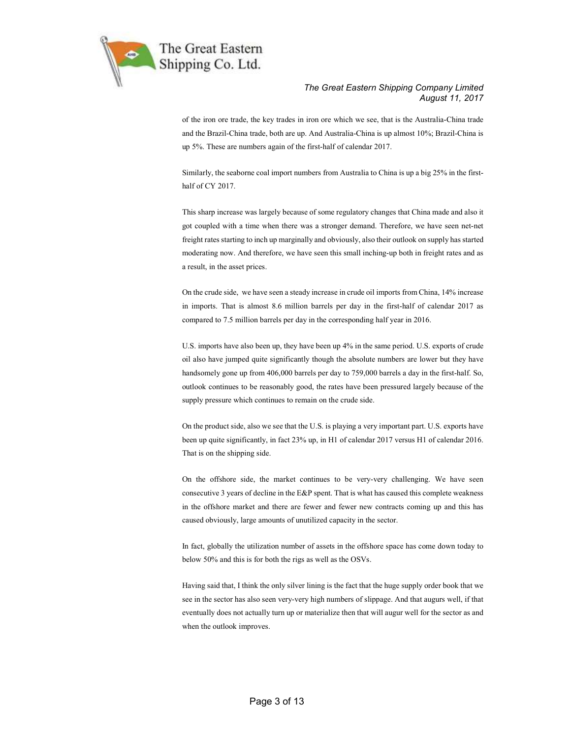of the iron ore trade, the key trades in iron ore which we see, that is the Australia-China trade and the Brazil-China trade, both are up. And Australia-China is up almost 10%; Brazil-China is up 5%. These are numbers again of the first-half of calendar 2017.

Similarly, the seaborne coal import numbers from Australia to China is up a big 25% in the first-half of CY 2017.

This sharp increase was largely because of some regulatory changes that China made and also it got coupled with a time when there was a stronger demand. Therefore, we have seen net-net freight rates starting to inch up marginally and obviously, also their outlook on supply has started moderating now. And therefore, we have seen this small inching-up both in freight rates and as a result, in the asset prices.

On the crude side, we have seen a steady increase in crude oil imports from China, 14% increase in imports. That is almost 8.6 million barrels per day in the first-half of calendar 2017 as compared to 7.5 million barrels per day in the corresponding half year in 2016.

U.S. imports have also been up, they have been up 4% in the same period. U.S. exports of crude oil also have jumped quite significantly though the absolute numbers are lower but they have handsomely gone up from 406,000 barrels per day to 759,000 barrels a day in the first-half. So, outlook continues to be reasonably good, the rates have been pressured largely because of the supply pressure which continues to remain on the crude side.

On the product side, also we see that the U.S. is playing a very important part. U.S. exports have been up quite significantly, in fact 23% up, in H1 of calendar 2017 versus H1 of calendar 2016. That is on the shipping side.

On the offshore side, the market continues to be very-very challenging. We have seen consecutive 3 years of decline in the E&P spent. That is what has caused this complete weakness in the offshore market and there are fewer and fewer new contracts coming up and this has caused obviously, large amounts of unutilized capacity in the sector.

In fact, globally the utilization number of assets in the offshore space has come down today to below 50% and this is for both the rigs as well as the OSVs.

Having said that, I think the only silver lining is the fact that the huge supply order book that we see in the sector has also seen very-very high numbers of slippage. And that augurs well, if that eventually does not actually turn up or materialize then that will augur well for the sector as and when the outlook improves.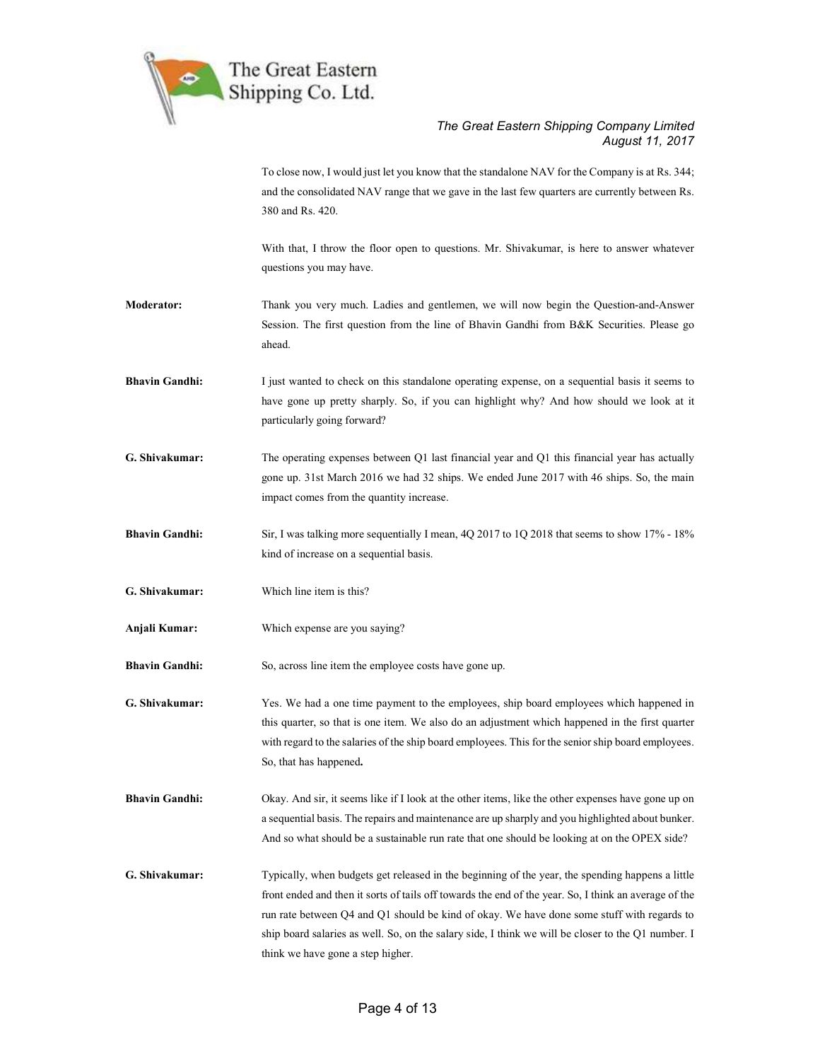To close now, I would just let you know that the standalone NAV for the Company is at Rs. 344; and the consolidated NAV range that we gave in the last few quarters are currently between Rs. 380 and Rs. 420.

With that, I throw the floor open to questions. Mr. Shivakumar, is here to answer whatever questions you may have.

**Moderator:** Thank you very much. Ladies and gentlemen, we will now begin the Question-and-Answer Session. The first question from the line of Bhavin Gandhi from B&K Securities. Please go ahead.

**Bhavin Gandhi:** I just wanted to check on this standalone operating expense, on a sequential basis it seems to have gone up pretty sharply. So, if you can highlight why? And how should we look at it particularly going forward?

**G. Shivakumar:** The operating expenses between Q1 last financial year and Q1 this financial year has actually gone up. 31st March 2016 we had 32 ships. We ended June 2017 with 46 ships. So, the main impact comes from the quantity increase.

**Bhavin Gandhi:** Sir, I was talking more sequentially I mean, 4Q 2017 to 1Q 2018 that seems to show 17% - 18% kind of increase on a sequential basis.

**G. Shivakumar:** Which line item is this?

**Anjali Kumar:** Which expense are you saying?

**Bhavin Gandhi:** So, across line item the employee costs have gone up.

**G. Shivakumar:** Yes. We had a one time payment to the employees, ship board employees which happened in this quarter, so that is one item. We also do an adjustment which happened in the first quarter with regard to the salaries of the ship board employees. This for the senior ship board employees. So, that has happened**.**

**Bhavin Gandhi:** Okay. And sir, it seems like if I look at the other items, like the other expenses have gone up on a sequential basis. The repairs and maintenance are up sharply and you highlighted about bunker. And so what should be a sustainable run rate that one should be looking at on the OPEX side?

**G. Shivakumar:** Typically, when budgets get released in the beginning of the year, the spending happens a little front ended and then it sorts of tails off towards the end of the year. So, I think an average of the run rate between Q4 and Q1 should be kind of okay. We have done some stuff with regards to ship board salaries as well. So, on the salary side, I think we will be closer to the Q1 number. I think we have gone a step higher.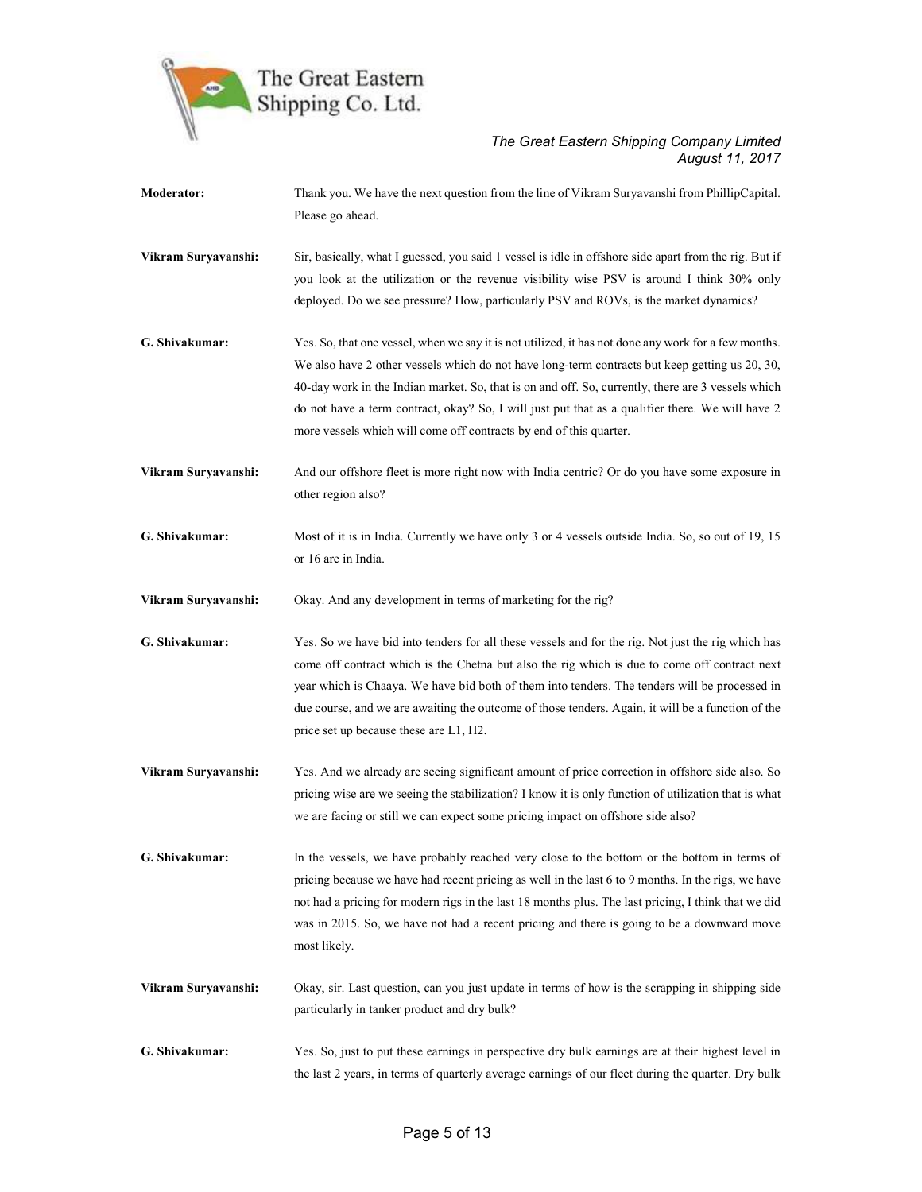**Moderator:** Thank you. We have the next question from the line of Vikram Suryavanshi from PhillipCapital. Please go ahead.

**Vikram Suryavanshi:** Sir, basically, what I guessed, you said 1 vessel is idle in offshore side apart from the rig. But if you look at the utilization or the revenue visibility wise PSV is around I think 30% only deployed. Do we see pressure? How, particularly PSV and ROVs, is the market dynamics?

**G. Shivakumar:** Yes. So, that one vessel, when we say it is not utilized, it has not done any work for a few months. We also have 2 other vessels which do not have long-term contracts but keep getting us 20, 30, 40-day work in the Indian market. So, that is on and off. So, currently, there are 3 vessels which do not have a term contract, okay? So, I will just put that as a qualifier there. We will have 2 more vessels which will come off contracts by end of this quarter.

**Vikram Suryavanshi:** And our offshore fleet is more right now with India centric? Or do you have some exposure in other region also?

**G. Shivakumar:** Most of it is in India. Currently we have only 3 or 4 vessels outside India. So, so out of 19, 15 or 16 are in India.

**Vikram Suryavanshi:** Okay. And any development in terms of marketing for the rig?

**G. Shivakumar:** Yes. So we have bid into tenders for all these vessels and for the rig. Not just the rig which has come off contract which is the Chetna but also the rig which is due to come off contract next year which is Chaaya. We have bid both of them into tenders. The tenders will be processed in due course, and we are awaiting the outcome of those tenders. Again, it will be a function of the price set up because these are L1, H2.

**Vikram Suryavanshi:** Yes. And we already are seeing significant amount of price correction in offshore side also. So pricing wise are we seeing the stabilization? I know it is only function of utilization that is what we are facing or still we can expect some pricing impact on offshore side also?

**G. Shivakumar:** In the vessels, we have probably reached very close to the bottom or the bottom in terms of pricing because we have had recent pricing as well in the last 6 to 9 months. In the rigs, we have not had a pricing for modern rigs in the last 18 months plus. The last pricing, I think that we did was in 2015. So, we have not had a recent pricing and there is going to be a downward move most likely.

**Vikram Suryavanshi:** Okay, sir. Last question, can you just update in terms of how is the scrapping in shipping side particularly in tanker product and dry bulk?

**G. Shivakumar:** Yes. So, just to put these earnings in perspective dry bulk earnings are at their highest level in the last 2 years, in terms of quarterly average earnings of our fleet during the quarter. Dry bulk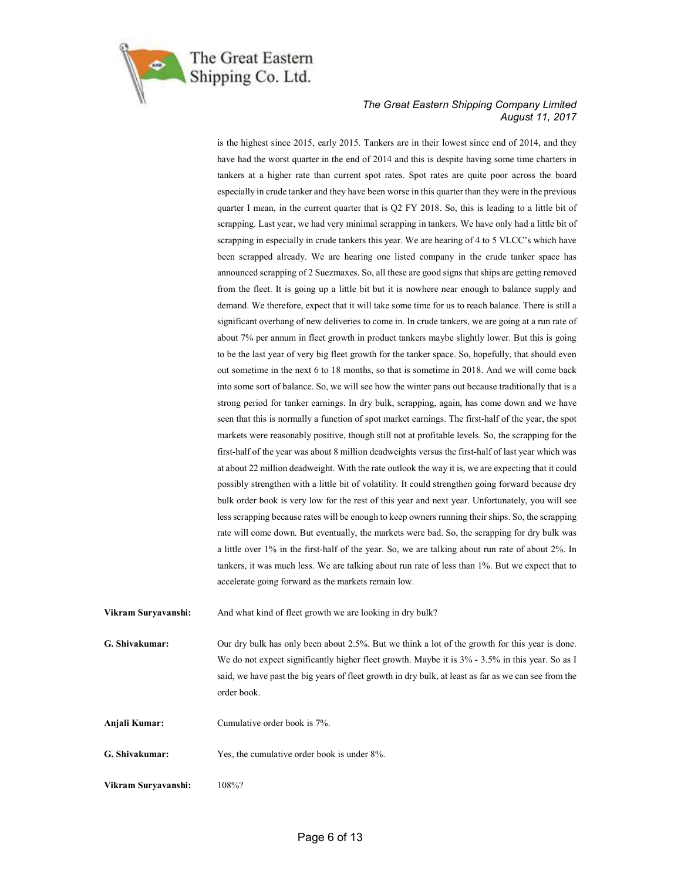is the highest since 2015, early 2015. Tankers are in their lowest since end of 2014, and they have had the worst quarter in the end of 2014 and this is despite having some time charters in tankers at a higher rate than current spot rates. Spot rates are quite poor across the board especially in crude tanker and they have been worse in this quarter than they were in the previous quarter I mean, in the current quarter that is Q2 FY 2018. So, this is leading to a little bit of scrapping. Last year, we had very minimal scrapping in tankers. We have only had a little bit of scrapping in especially in crude tankers this year. We are hearing of 4 to 5 VLCC's which have been scrapped already. We are hearing one listed company in the crude tanker space has announced scrapping of 2 Suezmaxes. So, all these are good signs that ships are getting removed from the fleet. It is going up a little bit but it is nowhere near enough to balance supply and demand. We therefore, expect that it will take some time for us to reach balance. There is still a significant overhang of new deliveries to come in. In crude tankers, we are going at a run rate of about 7% per annum in fleet growth in product tankers maybe slightly lower. But this is going to be the last year of very big fleet growth for the tanker space. So, hopefully, that should even out sometime in the next 6 to 18 months, so that is sometime in 2018. And we will come back into some sort of balance. So, we will see how the winter pans out because traditionally that is a strong period for tanker earnings. In dry bulk, scrapping, again, has come down and we have seen that this is normally a function of spot market earnings. The first-half of the year, the spot markets were reasonably positive, though still not at profitable levels. So, the scrapping for the first-half of the year was about 8 million deadweights versus the first-half of last year which was at about 22 million deadweight. With the rate outlook the way it is, we are expecting that it could possibly strengthen with a little bit of volatility. It could strengthen going forward because dry bulk order book is very low for the rest of this year and next year. Unfortunately, you will see less scrapping because rates will be enough to keep owners running their ships. So, the scrapping rate will come down. But eventually, the markets were bad. So, the scrapping for dry bulk was a little over 1% in the first-half of the year. So, we are talking about run rate of about 2%. In tankers, it was much less. We are talking about run rate of less than 1%. But we expect that to accelerate going forward as the markets remain low.

**Vikram Suryavanshi:** And what kind of fleet growth we are looking in dry bulk?

**G. Shivakumar:** Our dry bulk has only been about 2.5%. But we think a lot of the growth for this year is done. We do not expect significantly higher fleet growth. Maybe it is 3% - 3.5% in this year. So as I said, we have past the big years of fleet growth in dry bulk, at least as far as we can see from the order book.

**Anjali Kumar:** Cumulative order book is 7%.

**G. Shivakumar:** Yes, the cumulative order book is under 8%.

**Vikram Suryavanshi:** 108%?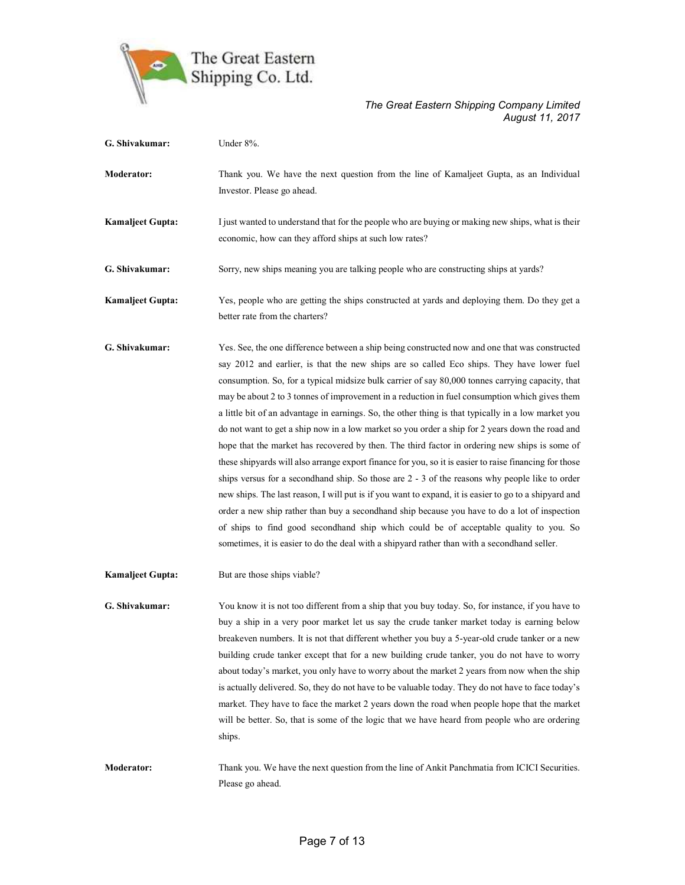**G. Shivakumar:** Under 8%.

**Moderator:** Thank you. We have the next question from the line of Kamaljeet Gupta, as an Individual Investor. Please go ahead.

**Kamaljeet Gupta:** I just wanted to understand that for the people who are buying or making new ships, what is their economic, how can they afford ships at such low rates?

**G. Shivakumar:** Sorry, new ships meaning you are talking people who are constructing ships at yards?

**Kamaljeet Gupta:** Yes, people who are getting the ships constructed at yards and deploying them. Do they get a better rate from the charters?

**G. Shivakumar:** Yes. See, the one difference between a ship being constructed now and one that was constructed say 2012 and earlier, is that the new ships are so called Eco ships. They have lower fuel consumption. So, for a typical midsize bulk carrier of say 80,000 tonnes carrying capacity, that may be about 2 to 3 tonnes of improvement in a reduction in fuel consumption which gives them a little bit of an advantage in earnings. So, the other thing is that typically in a low market you do not want to get a ship now in a low market so you order a ship for 2 years down the road and hope that the market has recovered by then. The third factor in ordering new ships is some of these shipyards will also arrange export finance for you, so it is easier to raise financing for those ships versus for a secondhand ship. So those are 2 - 3 of the reasons why people like to order new ships. The last reason, I will put is if you want to expand, it is easier to go to a shipyard and order a new ship rather than buy a secondhand ship because you have to do a lot of inspection of ships to find good secondhand ship which could be of acceptable quality to you. So sometimes, it is easier to do the deal with a shipyard rather than with a secondhand seller.

**Kamaljeet Gupta:** But are those ships viable?

**G. Shivakumar:** You know it is not too different from a ship that you buy today. So, for instance, if you have to buy a ship in a very poor market let us say the crude tanker market today is earning below breakeven numbers. It is not that different whether you buy a 5-year-old crude tanker or a new building crude tanker except that for a new building crude tanker, you do not have to worry about today's market, you only have to worry about the market 2 years from now when the ship is actually delivered. So, they do not have to be valuable today. They do not have to face today's market. They have to face the market 2 years down the road when people hope that the market will be better. So, that is some of the logic that we have heard from people who are ordering ships.

**Moderator:** Thank you. We have the next question from the line of Ankit Panchmatia from ICICI Securities. Please go ahead.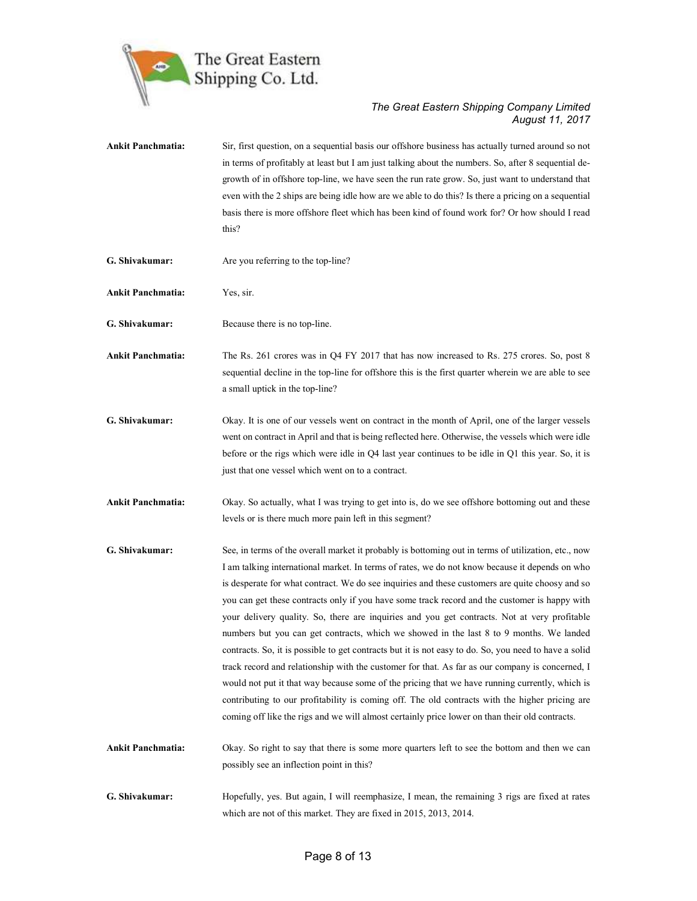**Ankit Panchmatia:** Sir, first question, on a sequential basis our offshore business has actually turned around so not in terms of profitably at least but I am just talking about the numbers. So, after 8 sequential de-growth of in offshore top-line, we have seen the run rate grow. So, just want to understand that even with the 2 ships are being idle how are we able to do this? Is there a pricing on a sequential basis there is more offshore fleet which has been kind of found work for? Or how should I read this?

**G. Shivakumar:** Are you referring to the top-line?

**Ankit Panchmatia:** Yes, sir.

**G. Shivakumar:** Because there is no top-line.

**Ankit Panchmatia:** The Rs. 261 crores was in Q4 FY 2017 that has now increased to Rs. 275 crores. So, post 8 sequential decline in the top-line for offshore this is the first quarter wherein we are able to see a small uptick in the top-line?

**G. Shivakumar:** Okay. It is one of our vessels went on contract in the month of April, one of the larger vessels went on contract in April and that is being reflected here. Otherwise, the vessels which were idle before or the rigs which were idle in Q4 last year continues to be idle in Q1 this year. So, it is just that one vessel which went on to a contract.

**Ankit Panchmatia:** Okay. So actually, what I was trying to get into is, do we see offshore bottoming out and these levels or is there much more pain left in this segment?

**G. Shivakumar:** See, in terms of the overall market it probably is bottoming out in terms of utilization, etc., now I am talking international market. In terms of rates, we do not know because it depends on who is desperate for what contract. We do see inquiries and these customers are quite choosy and so you can get these contracts only if you have some track record and the customer is happy with your delivery quality. So, there are inquiries and you get contracts. Not at very profitable numbers but you can get contracts, which we showed in the last 8 to 9 months. We landed contracts. So, it is possible to get contracts but it is not easy to do. So, you need to have a solid track record and relationship with the customer for that. As far as our company is concerned, I would not put it that way because some of the pricing that we have running currently, which is contributing to our profitability is coming off. The old contracts with the higher pricing are coming off like the rigs and we will almost certainly price lower on than their old contracts.

**Ankit Panchmatia:** Okay. So right to say that there is some more quarters left to see the bottom and then we can possibly see an inflection point in this?

**G. Shivakumar:** Hopefully, yes. But again, I will reemphasize, I mean, the remaining 3 rigs are fixed at rates which are not of this market. They are fixed in 2015, 2013, 2014.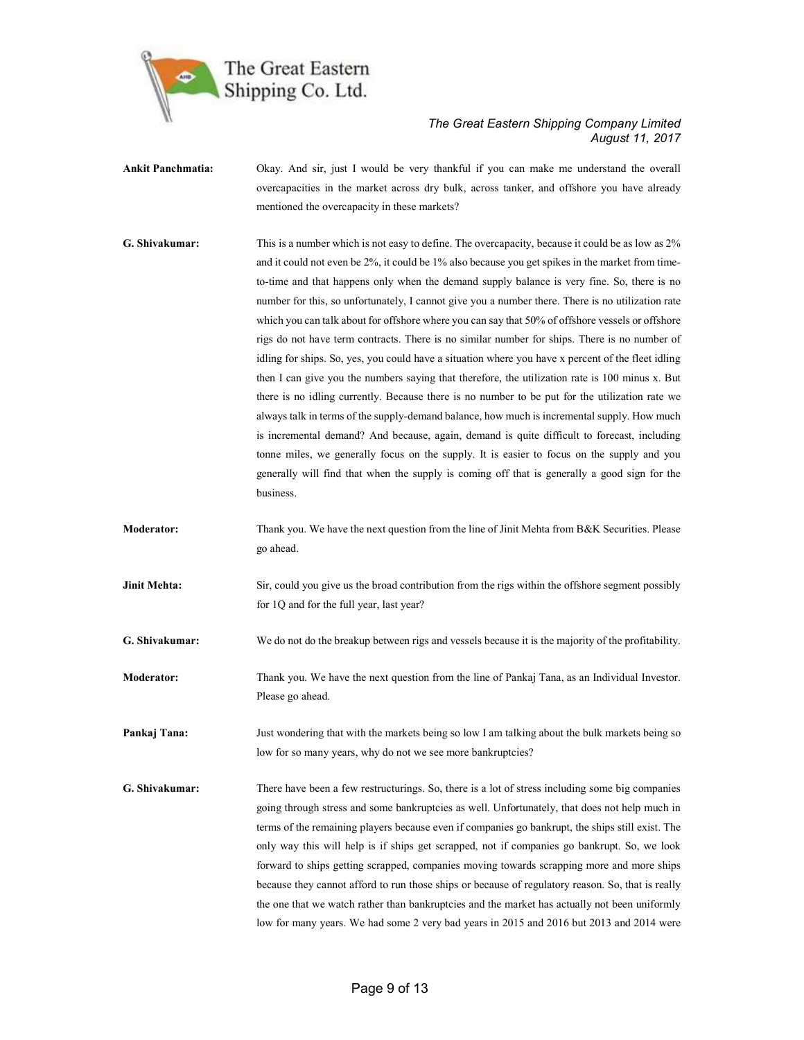**Ankit Panchmatia:** Okay. And sir, just I would be very thankful if you can make me understand the overall overcapacities in the market across dry bulk, across tanker, and offshore you have already mentioned the overcapacity in these markets?

**G. Shivakumar:** This is a number which is not easy to define. The overcapacity, because it could be as low as 2% and it could not even be 2%, it could be 1% also because you get spikes in the market from time-to-time and that happens only when the demand supply balance is very fine. So, there is no number for this, so unfortunately, I cannot give you a number there. There is no utilization rate which you can talk about for offshore where you can say that 50% of offshore vessels or offshore rigs do not have term contracts. There is no similar number for ships. There is no number of idling for ships. So, yes, you could have a situation where you have x percent of the fleet idling then I can give you the numbers saying that therefore, the utilization rate is 100 minus x. But there is no idling currently. Because there is no number to be put for the utilization rate we always talk in terms of the supply-demand balance, how much is incremental supply. How much is incremental demand? And because, again, demand is quite difficult to forecast, including tonne miles, we generally focus on the supply. It is easier to focus on the supply and you generally will find that when the supply is coming off that is generally a good sign for the business.

**Moderator:** Thank you. We have the next question from the line of Jinit Mehta from B&K Securities. Please go ahead.

**Jinit Mehta:** Sir, could you give us the broad contribution from the rigs within the offshore segment possibly for 1Q and for the full year, last year?

**G. Shivakumar:** We do not do the breakup between rigs and vessels because it is the majority of the profitability.

**Moderator:** Thank you. We have the next question from the line of Pankaj Tana, as an Individual Investor. Please go ahead.

**Pankaj Tana:** Just wondering that with the markets being so low I am talking about the bulk markets being so low for so many years, why do not we see more bankruptcies?

**G. Shivakumar:** There have been a few restructurings. So, there is a lot of stress including some big companies going through stress and some bankruptcies as well. Unfortunately, that does not help much in terms of the remaining players because even if companies go bankrupt, the ships still exist. The only way this will help is if ships get scrapped, not if companies go bankrupt. So, we look forward to ships getting scrapped, companies moving towards scrapping more and more ships because they cannot afford to run those ships or because of regulatory reason. So, that is really the one that we watch rather than bankruptcies and the market has actually not been uniformly low for many years. We had some 2 very bad years in 2015 and 2016 but 2013 and 2014 were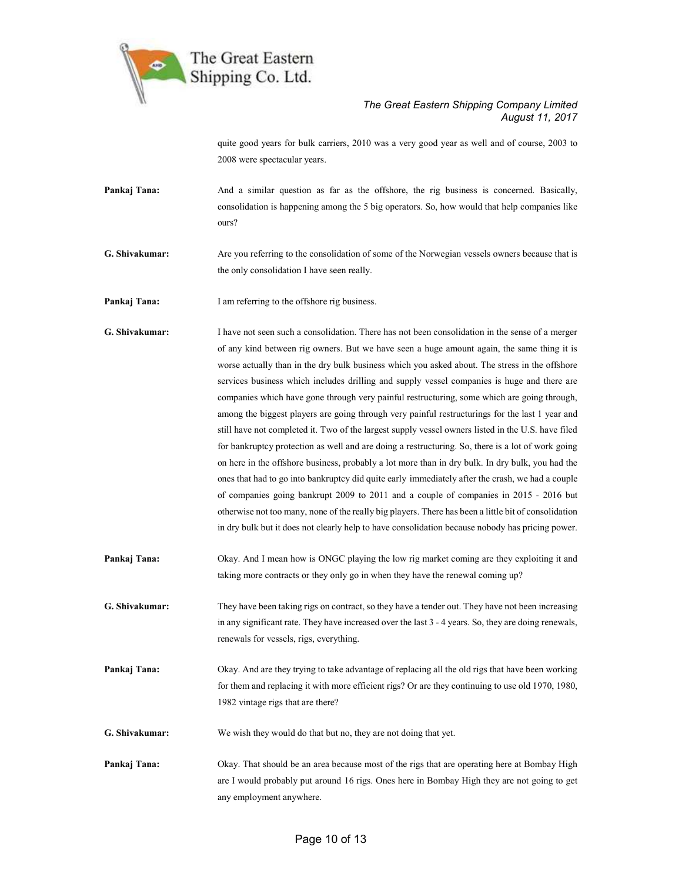quite good years for bulk carriers, 2010 was a very good year as well and of course, 2003 to 2008 were spectacular years.

**Pankaj Tana:** And a similar question as far as the offshore, the rig business is concerned. Basically, consolidation is happening among the 5 big operators. So, how would that help companies like ours?

**G. Shivakumar:** Are you referring to the consolidation of some of the Norwegian vessels owners because that is the only consolidation I have seen really.

**Pankaj Tana:** I am referring to the offshore rig business.

**G. Shivakumar:** I have not seen such a consolidation. There has not been consolidation in the sense of a merger of any kind between rig owners. But we have seen a huge amount again, the same thing it is worse actually than in the dry bulk business which you asked about. The stress in the offshore services business which includes drilling and supply vessel companies is huge and there are companies which have gone through very painful restructuring, some which are going through, among the biggest players are going through very painful restructurings for the last 1 year and still have not completed it. Two of the largest supply vessel owners listed in the U.S. have filed for bankruptcy protection as well and are doing a restructuring. So, there is a lot of work going on here in the offshore business, probably a lot more than in dry bulk. In dry bulk, you had the ones that had to go into bankruptcy did quite early immediately after the crash, we had a couple of companies going bankrupt 2009 to 2011 and a couple of companies in 2015 - 2016 but otherwise not too many, none of the really big players. There has been a little bit of consolidation in dry bulk but it does not clearly help to have consolidation because nobody has pricing power.

**Pankaj Tana:** Okay. And I mean how is ONGC playing the low rig market coming are they exploiting it and taking more contracts or they only go in when they have the renewal coming up?

**G. Shivakumar:** They have been taking rigs on contract, so they have a tender out. They have not been increasing in any significant rate. They have increased over the last 3 - 4 years. So, they are doing renewals, renewals for vessels, rigs, everything.

**Pankaj Tana:** Okay. And are they trying to take advantage of replacing all the old rigs that have been working for them and replacing it with more efficient rigs? Or are they continuing to use old 1970, 1980, 1982 vintage rigs that are there?

**G. Shivakumar:** We wish they would do that but no, they are not doing that yet.

**Pankaj Tana:** Okay. That should be an area because most of the rigs that are operating here at Bombay High are I would probably put around 16 rigs. Ones here in Bombay High they are not going to get any employment anywhere.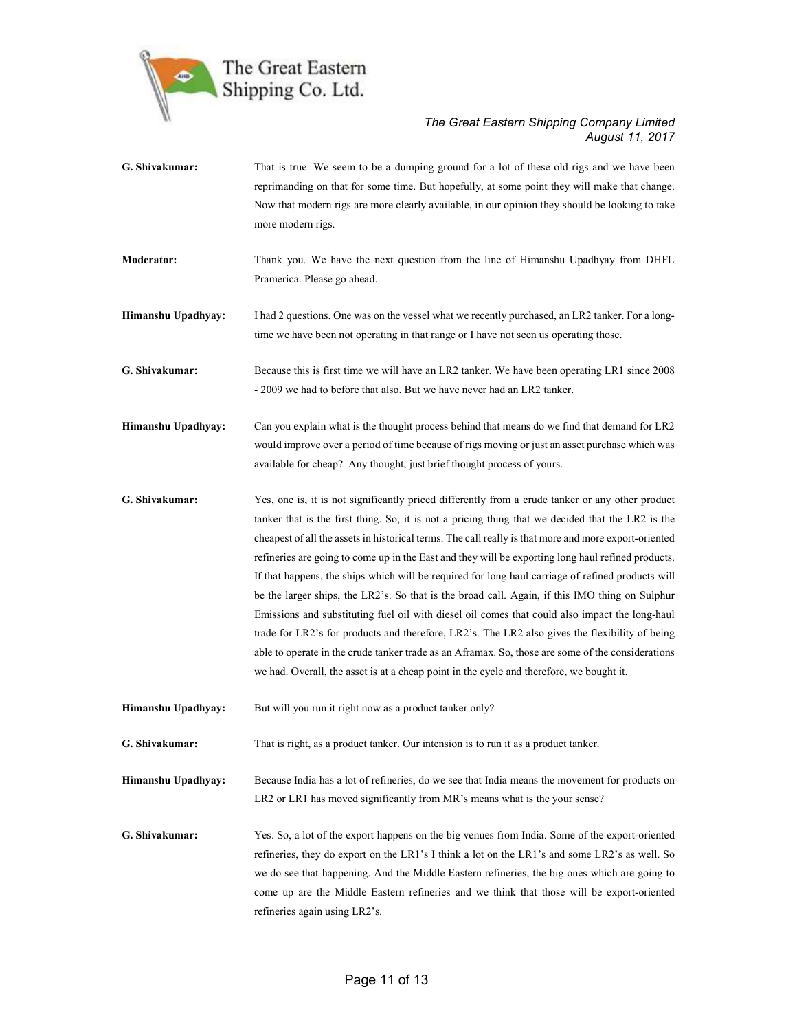**G. Shivakumar:** That is true. We seem to be a dumping ground for a lot of these old rigs and we have been reprimanding on that for some time. But hopefully, at some point they will make that change. Now that modern rigs are more clearly available, in our opinion they should be looking to take more modern rigs.

**Moderator:** Thank you. We have the next question from the line of Himanshu Upadhyay from DHFL Pramerica. Please go ahead.

**Himanshu Upadhyay:** I had 2 questions. One was on the vessel what we recently purchased, an LR2 tanker. For a long-time we have been not operating in that range or I have not seen us operating those.

**G. Shivakumar:** Because this is first time we will have an LR2 tanker. We have been operating LR1 since 2008 - 2009 we had to before that also. But we have never had an LR2 tanker.

**Himanshu Upadhyay:** Can you explain what is the thought process behind that means do we find that demand for LR2 would improve over a period of time because of rigs moving or just an asset purchase which was available for cheap? Any thought, just brief thought process of yours.

**G. Shivakumar:** Yes, one is, it is not significantly priced differently from a crude tanker or any other product tanker that is the first thing. So, it is not a pricing thing that we decided that the LR2 is the cheapest of all the assets in historical terms. The call really is that more and more export-oriented refineries are going to come up in the East and they will be exporting long haul refined products. If that happens, the ships which will be required for long haul carriage of refined products will be the larger ships, the LR2's. So that is the broad call. Again, if this IMO thing on Sulphur Emissions and substituting fuel oil with diesel oil comes that could also impact the long-haul trade for LR2's for products and therefore, LR2's. The LR2 also gives the flexibility of being able to operate in the crude tanker trade as an Aframax. So, those are some of the considerations we had. Overall, the asset is at a cheap point in the cycle and therefore, we bought it.

**Himanshu Upadhyay:** But will you run it right now as a product tanker only?

**G. Shivakumar:** That is right, as a product tanker. Our intension is to run it as a product tanker.

**Himanshu Upadhyay:** Because India has a lot of refineries, do we see that India means the movement for products on LR2 or LR1 has moved significantly from MR's means what is the your sense?

**G. Shivakumar:** Yes. So, a lot of the export happens on the big venues from India. Some of the export-oriented refineries, they do export on the LR1's I think a lot on the LR1's and some LR2's as well. So we do see that happening. And the Middle Eastern refineries, the big ones which are going to come up are the Middle Eastern refineries and we think that those will be export-oriented refineries again using LR2's.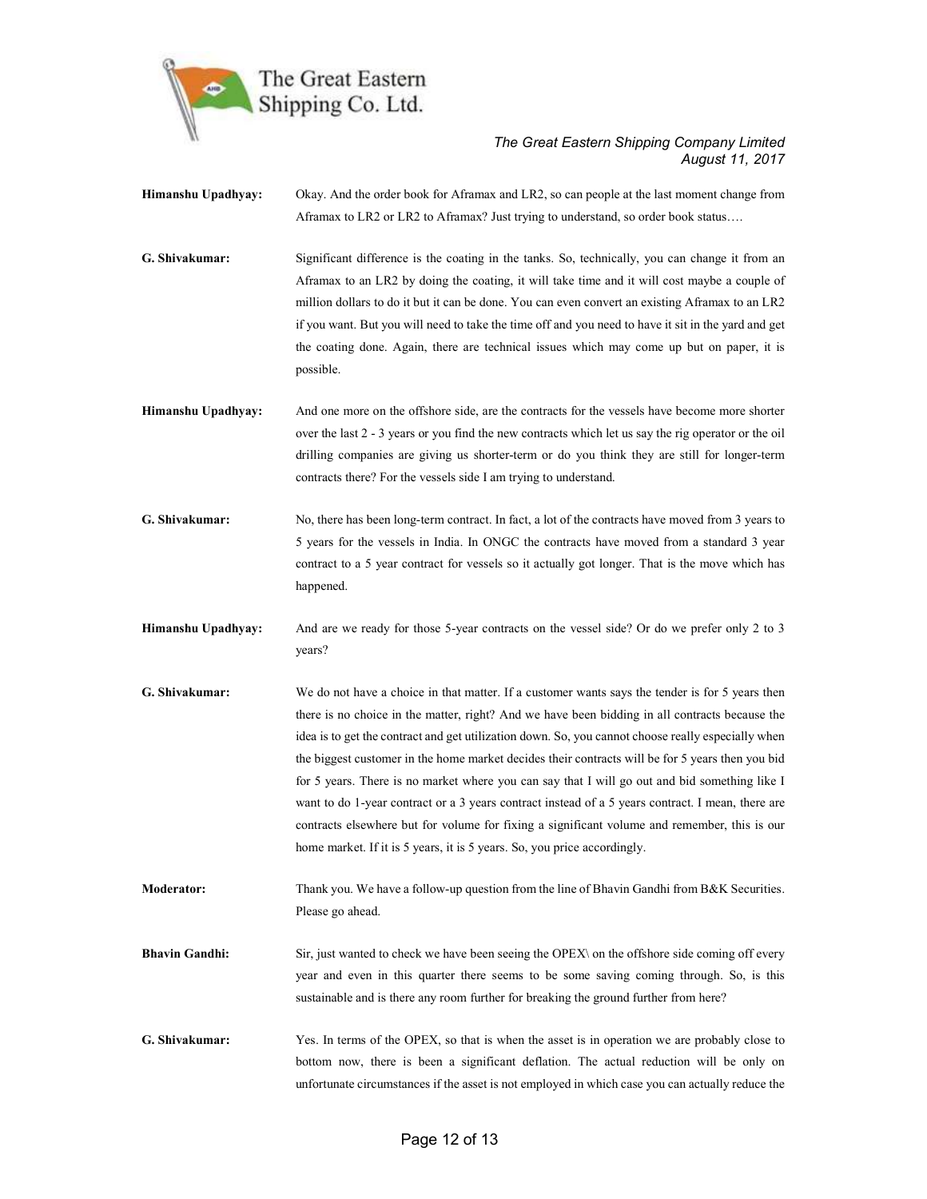**Himanshu Upadhyay:** Okay. And the order book for Aframax and LR2, so can people at the last moment change from Aframax to LR2 or LR2 to Aframax? Just trying to understand, so order book status….

**G. Shivakumar:** Significant difference is the coating in the tanks. So, technically, you can change it from an Aframax to an LR2 by doing the coating, it will take time and it will cost maybe a couple of million dollars to do it but it can be done. You can even convert an existing Aframax to an LR2 if you want. But you will need to take the time off and you need to have it sit in the yard and get the coating done. Again, there are technical issues which may come up but on paper, it is possible.

**Himanshu Upadhyay:** And one more on the offshore side, are the contracts for the vessels have become more shorter over the last 2 - 3 years or you find the new contracts which let us say the rig operator or the oil drilling companies are giving us shorter-term or do you think they are still for longer-term contracts there? For the vessels side I am trying to understand.

**G. Shivakumar:** No, there has been long-term contract. In fact, a lot of the contracts have moved from 3 years to 5 years for the vessels in India. In ONGC the contracts have moved from a standard 3 year contract to a 5 year contract for vessels so it actually got longer. That is the move which has happened.

**Himanshu Upadhyay:** And are we ready for those 5-year contracts on the vessel side? Or do we prefer only 2 to 3 years?

**G. Shivakumar:** We do not have a choice in that matter. If a customer wants says the tender is for 5 years then there is no choice in the matter, right? And we have been bidding in all contracts because the idea is to get the contract and get utilization down. So, you cannot choose really especially when the biggest customer in the home market decides their contracts will be for 5 years then you bid for 5 years. There is no market where you can say that I will go out and bid something like I want to do 1-year contract or a 3 years contract instead of a 5 years contract. I mean, there are contracts elsewhere but for volume for fixing a significant volume and remember, this is our home market. If it is 5 years, it is 5 years. So, you price accordingly.

**Moderator:** Thank you. We have a follow-up question from the line of Bhavin Gandhi from B&K Securities. Please go ahead.

**Bhavin Gandhi:** Sir, just wanted to check we have been seeing the OPEX\ on the offshore side coming off every year and even in this quarter there seems to be some saving coming through. So, is this sustainable and is there any room further for breaking the ground further from here?

**G. Shivakumar:** Yes. In terms of the OPEX, so that is when the asset is in operation we are probably close to bottom now, there is been a significant deflation. The actual reduction will be only on unfortunate circumstances if the asset is not employed in which case you can actually reduce the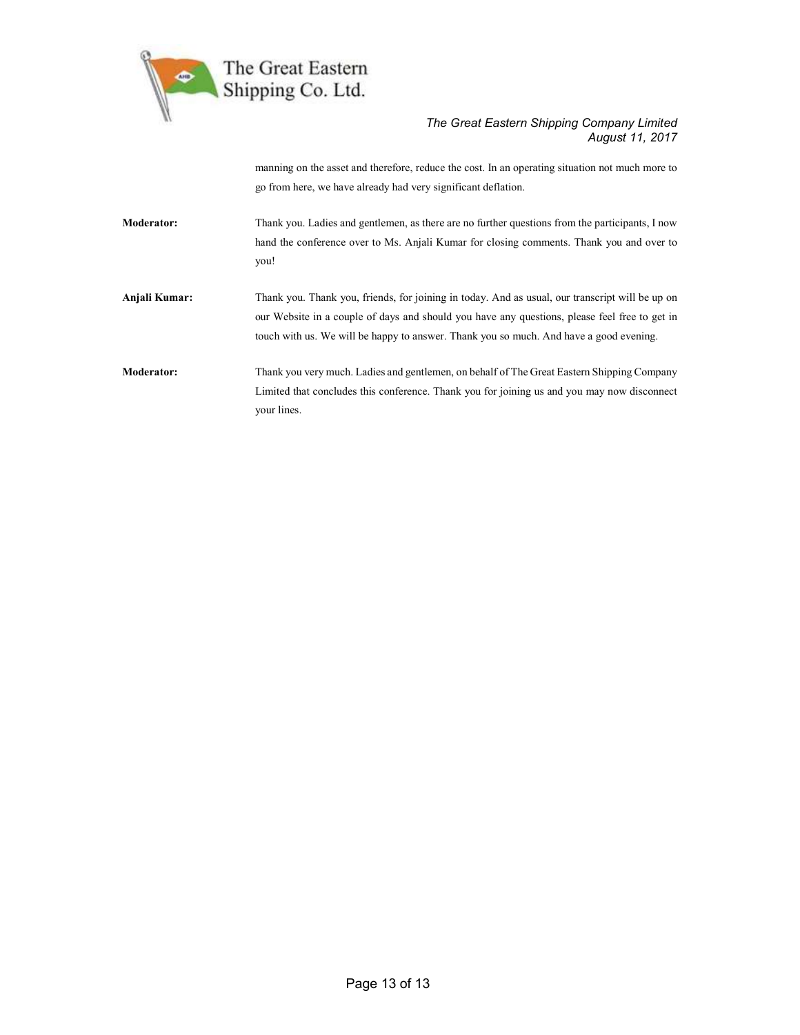manning on the asset and therefore, reduce the cost. In an operating situation not much more to go from here, we have already had very significant deflation.

**Moderator:** Thank you. Ladies and gentlemen, as there are no further questions from the participants, I now hand the conference over to Ms. Anjali Kumar for closing comments. Thank you and over to you!

**Anjali Kumar:** Thank you. Thank you, friends, for joining in today. And as usual, our transcript will be up on our Website in a couple of days and should you have any questions, please feel free to get in touch with us. We will be happy to answer. Thank you so much. And have a good evening.

**Moderator:** Thank you very much. Ladies and gentlemen, on behalf of The Great Eastern Shipping Company Limited that concludes this conference. Thank you for joining us and you may now disconnect your lines.